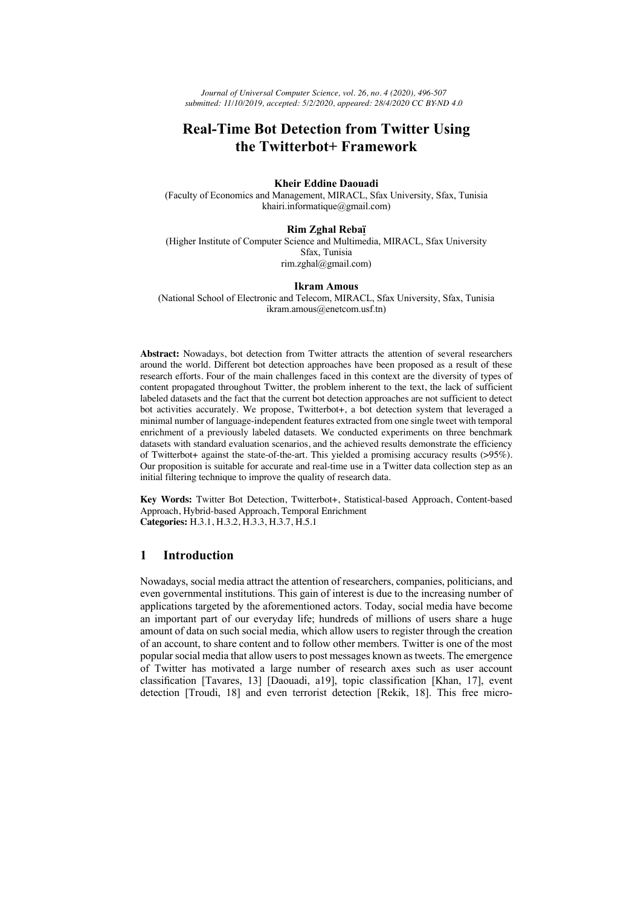*Journal of Universal Computer Science, vol. 26, no. 4 (2020), 496-507*
*submitted: 11/10/2019, accepted: 5/2/2020, appeared: 28/4/2020 CC BY-ND 4.0*

# Real-Time Bot Detection from Twitter Using the Twitterbot+ Framework

**Kheir Eddine Daouadi**
(Faculty of Economics and Management, MIRACL, Sfax University, Sfax, Tunisia
khairi.informatique@gmail.com)

**Rim Zghal Rebaï**
(Higher Institute of Computer Science and Multimedia, MIRACL, Sfax University
Sfax, Tunisia
rim.zghal@gmail.com)

**Ikram Amous**
(National School of Electronic and Telecom, MIRACL, Sfax University, Sfax, Tunisia
ikram.amous@enetcom.usf.tn)

**Abstract:** Nowadays, bot detection from Twitter attracts the attention of several researchers around the world. Different bot detection approaches have been proposed as a result of these research efforts. Four of the main challenges faced in this context are the diversity of types of content propagated throughout Twitter, the problem inherent to the text, the lack of sufficient labeled datasets and the fact that the current bot detection approaches are not sufficient to detect bot activities accurately. We propose, Twitterbot+, a bot detection system that leveraged a minimal number of language-independent features extracted from one single tweet with temporal enrichment of a previously labeled datasets. We conducted experiments on three benchmark datasets with standard evaluation scenarios, and the achieved results demonstrate the efficiency of Twitterbot+ against the state-of-the-art. This yielded a promising accuracy results (>95%). Our proposition is suitable for accurate and real-time use in a Twitter data collection step as an initial filtering technique to improve the quality of research data.

**Key Words:** Twitter Bot Detection, Twitterbot+, Statistical-based Approach, Content-based Approach, Hybrid-based Approach, Temporal Enrichment
**Categories:** H.3.1, H.3.2, H.3.3, H.3.7, H.5.1

## 1 Introduction

Nowadays, social media attract the attention of researchers, companies, politicians, and even governmental institutions. This gain of interest is due to the increasing number of applications targeted by the aforementioned actors. Today, social media have become an important part of our everyday life; hundreds of millions of users share a huge amount of data on such social media, which allow users to register through the creation of an account, to share content and to follow other members. Twitter is one of the most popular social media that allow users to post messages known as tweets. The emergence of Twitter has motivated a large number of research axes such as user account classification [Tavares, 13] [Daouadi, a19], topic classification [Khan, 17], event detection [Troudi, 18] and even terrorist detection [Rekik, 18]. This free micro-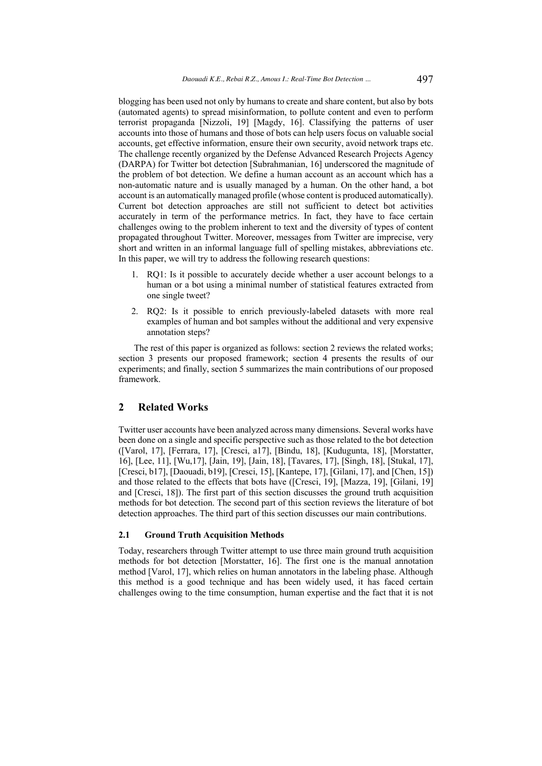blogging has been used not only by humans to create and share content, but also by bots (automated agents) to spread misinformation, to pollute content and even to perform terrorist propaganda [Nizzoli, 19] [Magdy, 16]. Classifying the patterns of user accounts into those of humans and those of bots can help users focus on valuable social accounts, get effective information, ensure their own security, avoid network traps etc. The challenge recently organized by the Defense Advanced Research Projects Agency (DARPA) for Twitter bot detection [Subrahmanian, 16] underscored the magnitude of the problem of bot detection. We define a human account as an account which has a non-automatic nature and is usually managed by a human. On the other hand, a bot account is an automatically managed profile (whose content is produced automatically). Current bot detection approaches are still not sufficient to detect bot activities accurately in term of the performance metrics. In fact, they have to face certain challenges owing to the problem inherent to text and the diversity of types of content propagated throughout Twitter. Moreover, messages from Twitter are imprecise, very short and written in an informal language full of spelling mistakes, abbreviations etc. In this paper, we will try to address the following research questions:

1. RQ1: Is it possible to accurately decide whether a user account belongs to a human or a bot using a minimal number of statistical features extracted from one single tweet?
2. RQ2: Is it possible to enrich previously-labeled datasets with more real examples of human and bot samples without the additional and very expensive annotation steps?

The rest of this paper is organized as follows: section 2 reviews the related works; section 3 presents our proposed framework; section 4 presents the results of our experiments; and finally, section 5 summarizes the main contributions of our proposed framework.

## 2 Related Works

Twitter user accounts have been analyzed across many dimensions. Several works have been done on a single and specific perspective such as those related to the bot detection ([Varol, 17], [Ferrara, 17], [Cresci, a17], [Bindu, 18], [Kudugunta, 18], [Morstatter, 16], [Lee, 11], [Wu,17], [Jain, 19], [Jain, 18], [Tavares, 17], [Singh, 18], [Stukal, 17], [Cresci, b17], [Daouadi, b19], [Cresci, 15], [Kantepe, 17], [Gilani, 17], and [Chen, 15]) and those related to the effects that bots have ([Cresci, 19], [Mazza, 19], [Gilani, 19] and [Cresci, 18]). The first part of this section discusses the ground truth acquisition methods for bot detection. The second part of this section reviews the literature of bot detection approaches. The third part of this section discusses our main contributions.

### 2.1 Ground Truth Acquisition Methods

Today, researchers through Twitter attempt to use three main ground truth acquisition methods for bot detection [Morstatter, 16]. The first one is the manual annotation method [Varol, 17], which relies on human annotators in the labeling phase. Although this method is a good technique and has been widely used, it has faced certain challenges owing to the time consumption, human expertise and the fact that it is not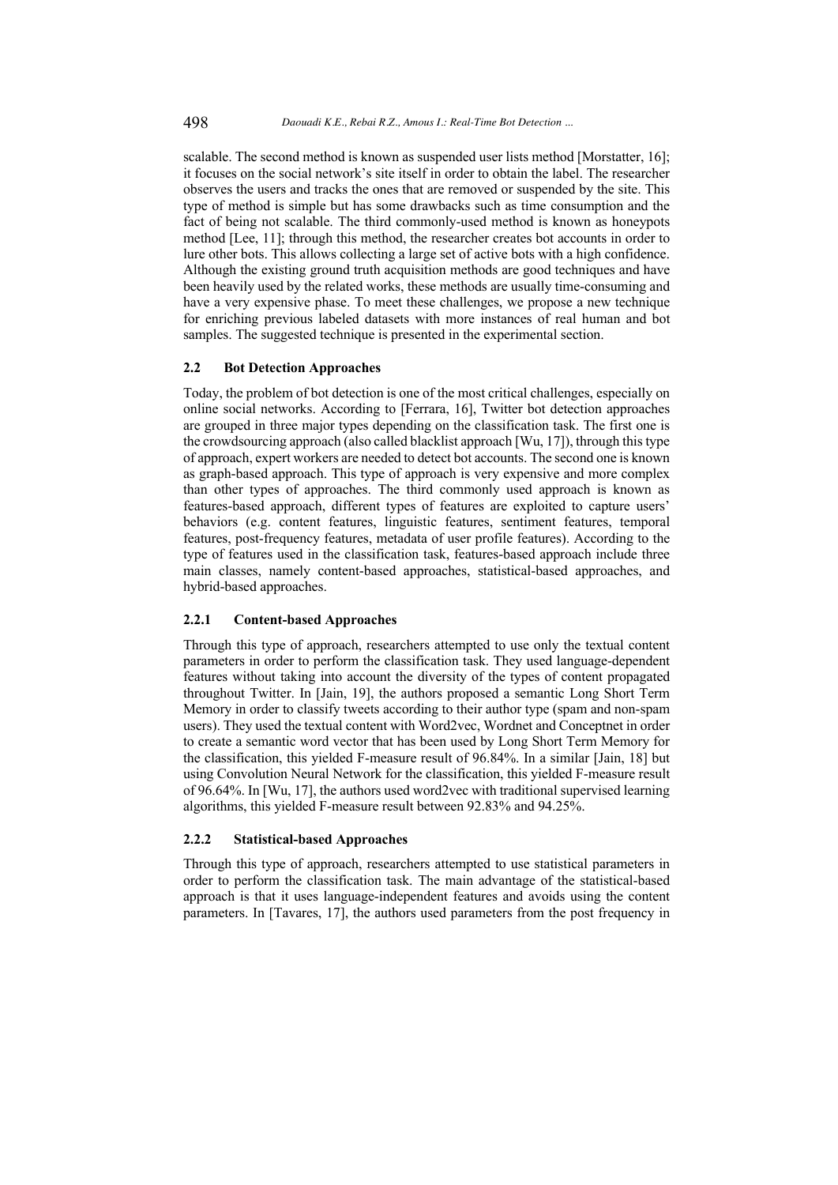scalable. The second method is known as suspended user lists method [Morstatter, 16]; it focuses on the social network's site itself in order to obtain the label. The researcher observes the users and tracks the ones that are removed or suspended by the site. This type of method is simple but has some drawbacks such as time consumption and the fact of being not scalable. The third commonly-used method is known as honeypots method [Lee, 11]; through this method, the researcher creates bot accounts in order to lure other bots. This allows collecting a large set of active bots with a high confidence. Although the existing ground truth acquisition methods are good techniques and have been heavily used by the related works, these methods are usually time-consuming and have a very expensive phase. To meet these challenges, we propose a new technique for enriching previous labeled datasets with more instances of real human and bot samples. The suggested technique is presented in the experimental section.

### 2.2 Bot Detection Approaches

Today, the problem of bot detection is one of the most critical challenges, especially on online social networks. According to [Ferrara, 16], Twitter bot detection approaches are grouped in three major types depending on the classification task. The first one is the crowdsourcing approach (also called blacklist approach [Wu, 17]), through this type of approach, expert workers are needed to detect bot accounts. The second one is known as graph-based approach. This type of approach is very expensive and more complex than other types of approaches. The third commonly used approach is known as features-based approach, different types of features are exploited to capture users' behaviors (e.g. content features, linguistic features, sentiment features, temporal features, post-frequency features, metadata of user profile features). According to the type of features used in the classification task, features-based approach include three main classes, namely content-based approaches, statistical-based approaches, and hybrid-based approaches.

#### 2.2.1 Content-based Approaches

Through this type of approach, researchers attempted to use only the textual content parameters in order to perform the classification task. They used language-dependent features without taking into account the diversity of the types of content propagated throughout Twitter. In [Jain, 19], the authors proposed a semantic Long Short Term Memory in order to classify tweets according to their author type (spam and non-spam users). They used the textual content with Word2vec, Wordnet and Conceptnet in order to create a semantic word vector that has been used by Long Short Term Memory for the classification, this yielded F-measure result of 96.84%. In a similar [Jain, 18] but using Convolution Neural Network for the classification, this yielded F-measure result of 96.64%. In [Wu, 17], the authors used word2vec with traditional supervised learning algorithms, this yielded F-measure result between 92.83% and 94.25%.

#### 2.2.2 Statistical-based Approaches

Through this type of approach, researchers attempted to use statistical parameters in order to perform the classification task. The main advantage of the statistical-based approach is that it uses language-independent features and avoids using the content parameters. In [Tavares, 17], the authors used parameters from the post frequency in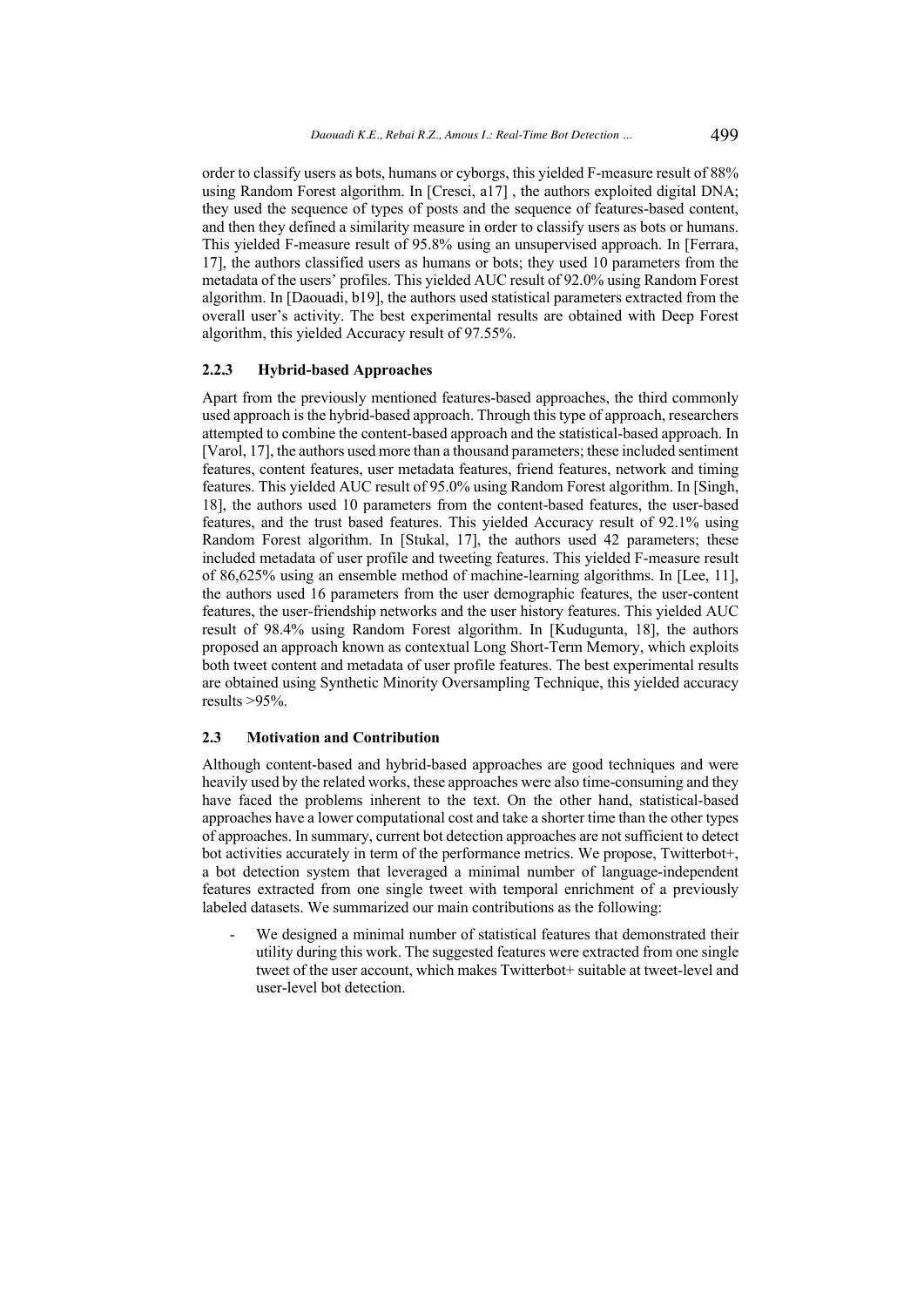order to classify users as bots, humans or cyborgs, this yielded F-measure result of 88% using Random Forest algorithm. In [Cresci, a17] , the authors exploited digital DNA; they used the sequence of types of posts and the sequence of features-based content, and then they defined a similarity measure in order to classify users as bots or humans. This yielded F-measure result of 95.8% using an unsupervised approach. In [Ferrara, 17], the authors classified users as humans or bots; they used 10 parameters from the metadata of the users' profiles. This yielded AUC result of 92.0% using Random Forest algorithm. In [Daouadi, b19], the authors used statistical parameters extracted from the overall user's activity. The best experimental results are obtained with Deep Forest algorithm, this yielded Accuracy result of 97.55%.

#### 2.2.3 Hybrid-based Approaches

Apart from the previously mentioned features-based approaches, the third commonly used approach is the hybrid-based approach. Through this type of approach, researchers attempted to combine the content-based approach and the statistical-based approach. In [Varol, 17], the authors used more than a thousand parameters; these included sentiment features, content features, user metadata features, friend features, network and timing features. This yielded AUC result of 95.0% using Random Forest algorithm. In [Singh, 18], the authors used 10 parameters from the content-based features, the user-based features, and the trust based features. This yielded Accuracy result of 92.1% using Random Forest algorithm. In [Stukal, 17], the authors used 42 parameters; these included metadata of user profile and tweeting features. This yielded F-measure result of 86,625% using an ensemble method of machine-learning algorithms. In [Lee, 11], the authors used 16 parameters from the user demographic features, the user-content features, the user-friendship networks and the user history features. This yielded AUC result of 98.4% using Random Forest algorithm. In [Kudugunta, 18], the authors proposed an approach known as contextual Long Short-Term Memory, which exploits both tweet content and metadata of user profile features. The best experimental results are obtained using Synthetic Minority Oversampling Technique, this yielded accuracy results >95%.

### 2.3 Motivation and Contribution

Although content-based and hybrid-based approaches are good techniques and were heavily used by the related works, these approaches were also time-consuming and they have faced the problems inherent to the text. On the other hand, statistical-based approaches have a lower computational cost and take a shorter time than the other types of approaches. In summary, current bot detection approaches are not sufficient to detect bot activities accurately in term of the performance metrics. We propose, Twitterbot+, a bot detection system that leveraged a minimal number of language-independent features extracted from one single tweet with temporal enrichment of a previously labeled datasets. We summarized our main contributions as the following:

- We designed a minimal number of statistical features that demonstrated their utility during this work. The suggested features were extracted from one single tweet of the user account, which makes Twitterbot+ suitable at tweet-level and user-level bot detection.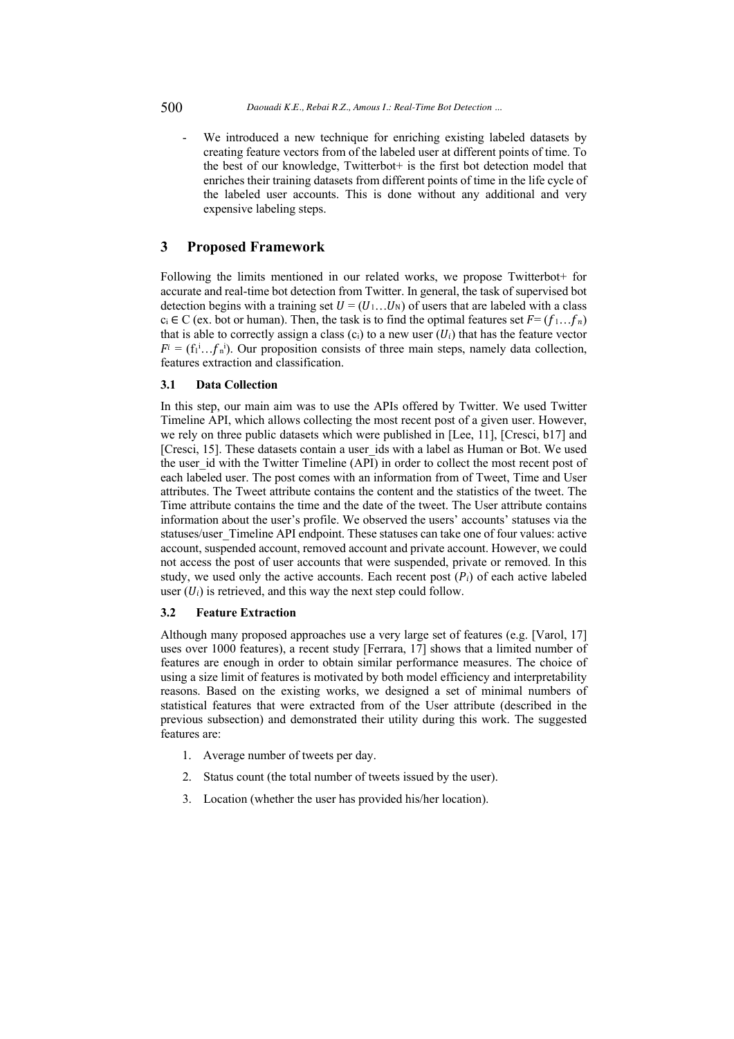- We introduced a new technique for enriching existing labeled datasets by creating feature vectors from of the labeled user at different points of time. To the best of our knowledge, Twitterbot+ is the first bot detection model that enriches their training datasets from different points of time in the life cycle of the labeled user accounts. This is done without any additional and very expensive labeling steps.

## 3 Proposed Framework

Following the limits mentioned in our related works, we propose Twitterbot+ for accurate and real-time bot detection from Twitter. In general, the task of supervised bot detection begins with a training set $U = (U_1 \dots U_N)$ of users that are labeled with a class $c_i \in C$ (ex. bot or human). Then, the task is to find the optimal features set $F = (f_1 \dots f_n)$ that is able to correctly assign a class ($c_i$) to a new user ($U_i$) that has the feature vector $F^i = (f_1^i \dots f_n^i)$. Our proposition consists of three main steps, namely data collection, features extraction and classification.

### 3.1 Data Collection

In this step, our main aim was to use the APIs offered by Twitter. We used Twitter Timeline API, which allows collecting the most recent post of a given user. However, we rely on three public datasets which were published in [Lee, 11], [Cresci, b17] and [Cresci, 15]. These datasets contain a user_ids with a label as Human or Bot. We used the user_id with the Twitter Timeline (API) in order to collect the most recent post of each labeled user. The post comes with an information from of Tweet, Time and User attributes. The Tweet attribute contains the content and the statistics of the tweet. The Time attribute contains the time and the date of the tweet. The User attribute contains information about the user's profile. We observed the users' accounts' statuses via the statuses/user_Timeline API endpoint. These statuses can take one of four values: active account, suspended account, removed account and private account. However, we could not access the post of user accounts that were suspended, private or removed. In this study, we used only the active accounts. Each recent post ($P_i$) of each active labeled user ($U_i$) is retrieved, and this way the next step could follow.

### 3.2 Feature Extraction

Although many proposed approaches use a very large set of features (e.g. [Varol, 17] uses over 1000 features), a recent study [Ferrara, 17] shows that a limited number of features are enough in order to obtain similar performance measures. The choice of using a size limit of features is motivated by both model efficiency and interpretability reasons. Based on the existing works, we designed a set of minimal numbers of statistical features that were extracted from of the User attribute (described in the previous subsection) and demonstrated their utility during this work. The suggested features are:

1. Average number of tweets per day.
2. Status count (the total number of tweets issued by the user).
3. Location (whether the user has provided his/her location).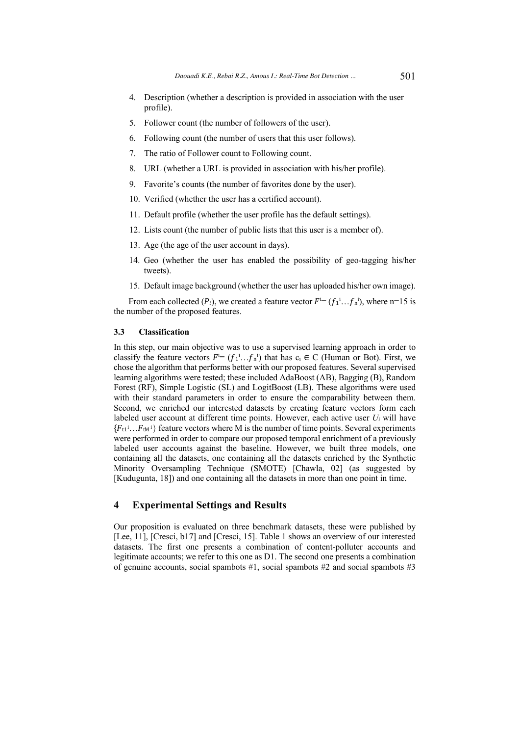4. Description (whether a description is provided in association with the user profile).
5. Follower count (the number of followers of the user).
6. Following count (the number of users that this user follows).
7. The ratio of Follower count to Following count.
8. URL (whether a URL is provided in association with his/her profile).
9. Favorite's counts (the number of favorites done by the user).
10. Verified (whether the user has a certified account).
11. Default profile (whether the user profile has the default settings).
12. Lists count (the number of public lists that this user is a member of).
13. Age (the age of the user account in days).
14. Geo (whether the user has enabled the possibility of geo-tagging his/her tweets).
15. Default image background (whether the user has uploaded his/her own image).

From each collected ($P_i$), we created a feature vector $F^i = (f_1^i \ldots f_n^i)$, where n=15 is the number of the proposed features.

### 3.3 Classification

In this step, our main objective was to use a supervised learning approach in order to classify the feature vectors $F^i = (f_1^i \ldots f_n^i)$ that has $c_i \in C$ (Human or Bot). First, we chose the algorithm that performs better with our proposed features. Several supervised learning algorithms were tested; these included AdaBoost (AB), Bagging (B), Random Forest (RF), Simple Logistic (SL) and LogitBoost (LB). These algorithms were used with their standard parameters in order to ensure the comparability between them. Second, we enriched our interested datasets by creating feature vectors form each labeled user account at different time points. However, each active user $U_i$ will have $\{F_{t1}^i \ldots F_{tM}^i\}$ feature vectors where M is the number of time points. Several experiments were performed in order to compare our proposed temporal enrichment of a previously labeled user accounts against the baseline. However, we built three models, one containing all the datasets, one containing all the datasets enriched by the Synthetic Minority Oversampling Technique (SMOTE) [Chawla, 02] (as suggested by [Kudugunta, 18]) and one containing all the datasets in more than one point in time.

## 4 Experimental Settings and Results

Our proposition is evaluated on three benchmark datasets, these were published by [Lee, 11], [Cresci, b17] and [Cresci, 15]. Table 1 shows an overview of our interested datasets. The first one presents a combination of content-polluter accounts and legitimate accounts; we refer to this one as D1. The second one presents a combination of genuine accounts, social spambots #1, social spambots #2 and social spambots #3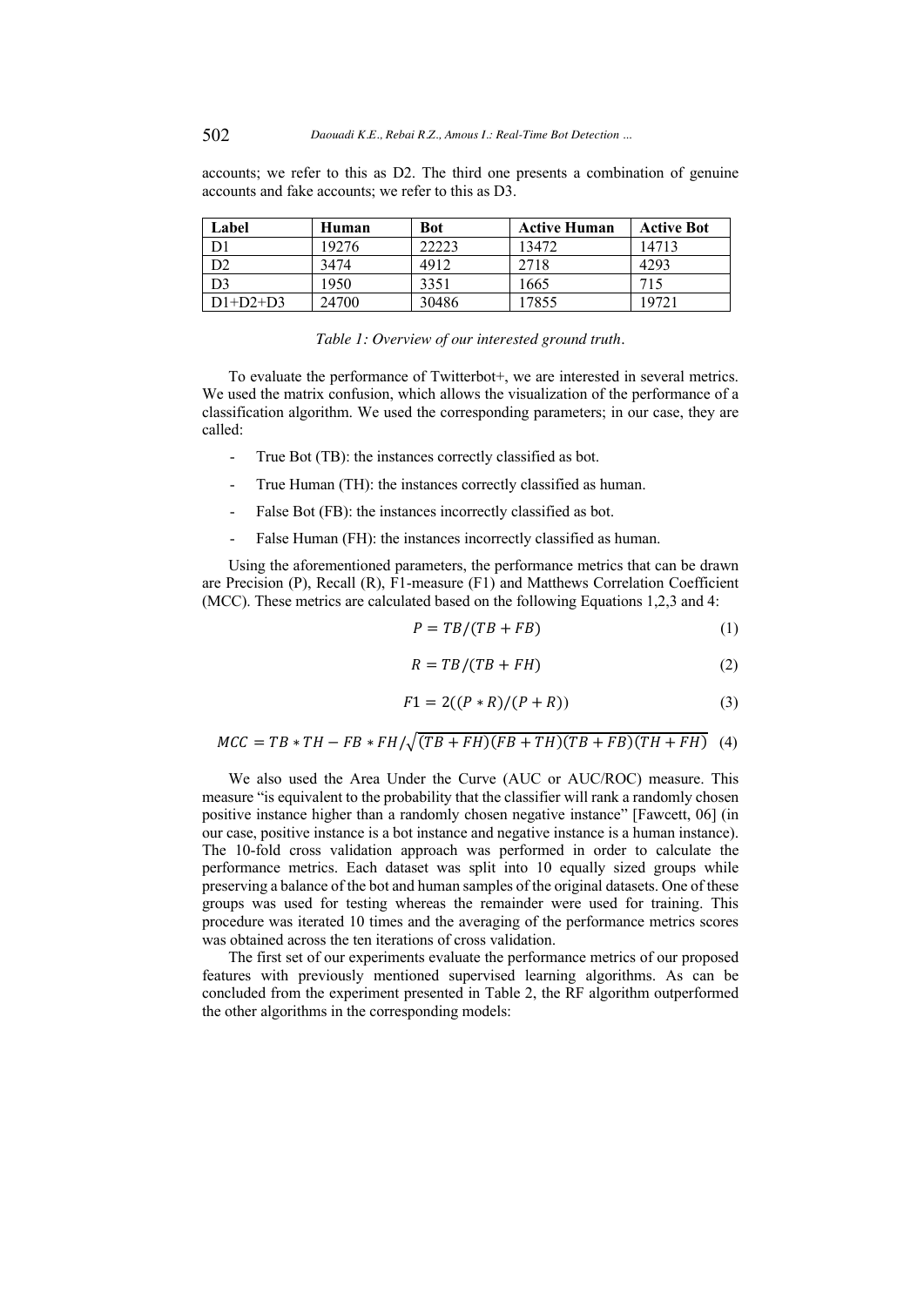accounts; we refer to this as D2. The third one presents a combination of genuine accounts and fake accounts; we refer to this as D3.

| Label | Human | Bot | Active Human | Active Bot |
|---|---|---|---|---|
| D1 | 19276 | 22223 | 13472 | 14713 |
| D2 | 3474 | 4912 | 2718 | 4293 |
| D3 | 1950 | 3351 | 1665 | 715 |
| D1+D2+D3 | 24700 | 30486 | 17855 | 19721 |

*Table 1: Overview of our interested ground truth.*

To evaluate the performance of Twitterbot+, we are interested in several metrics. We used the matrix confusion, which allows the visualization of the performance of a classification algorithm. We used the corresponding parameters; in our case, they are called:

- True Bot (TB): the instances correctly classified as bot.
- True Human (TH): the instances correctly classified as human.
- False Bot (FB): the instances incorrectly classified as bot.
- False Human (FH): the instances incorrectly classified as human.

Using the aforementioned parameters, the performance metrics that can be drawn are Precision (P), Recall (R), F1-measure (F1) and Matthews Correlation Coefficient (MCC). These metrics are calculated based on the following Equations 1,2,3 and 4:

$$P = TB/(TB + FB) \tag{1}$$

$$R = TB/(TB + FH) \tag{2}$$

$$F1 = 2((P * R)/(P + R)) \tag{3}$$

$$MCC = TB * TH - FB * FH/\sqrt{(TB + FH)(FB + TH)(TB + FB)(TH + FH)} \tag{4}$$

We also used the Area Under the Curve (AUC or AUC/ROC) measure. This measure "is equivalent to the probability that the classifier will rank a randomly chosen positive instance higher than a randomly chosen negative instance" [Fawcett, 06] (in our case, positive instance is a bot instance and negative instance is a human instance). The 10-fold cross validation approach was performed in order to calculate the performance metrics. Each dataset was split into 10 equally sized groups while preserving a balance of the bot and human samples of the original datasets. One of these groups was used for testing whereas the remainder were used for training. This procedure was iterated 10 times and the averaging of the performance metrics scores was obtained across the ten iterations of cross validation.

The first set of our experiments evaluate the performance metrics of our proposed features with previously mentioned supervised learning algorithms. As can be concluded from the experiment presented in Table 2, the RF algorithm outperformed the other algorithms in the corresponding models: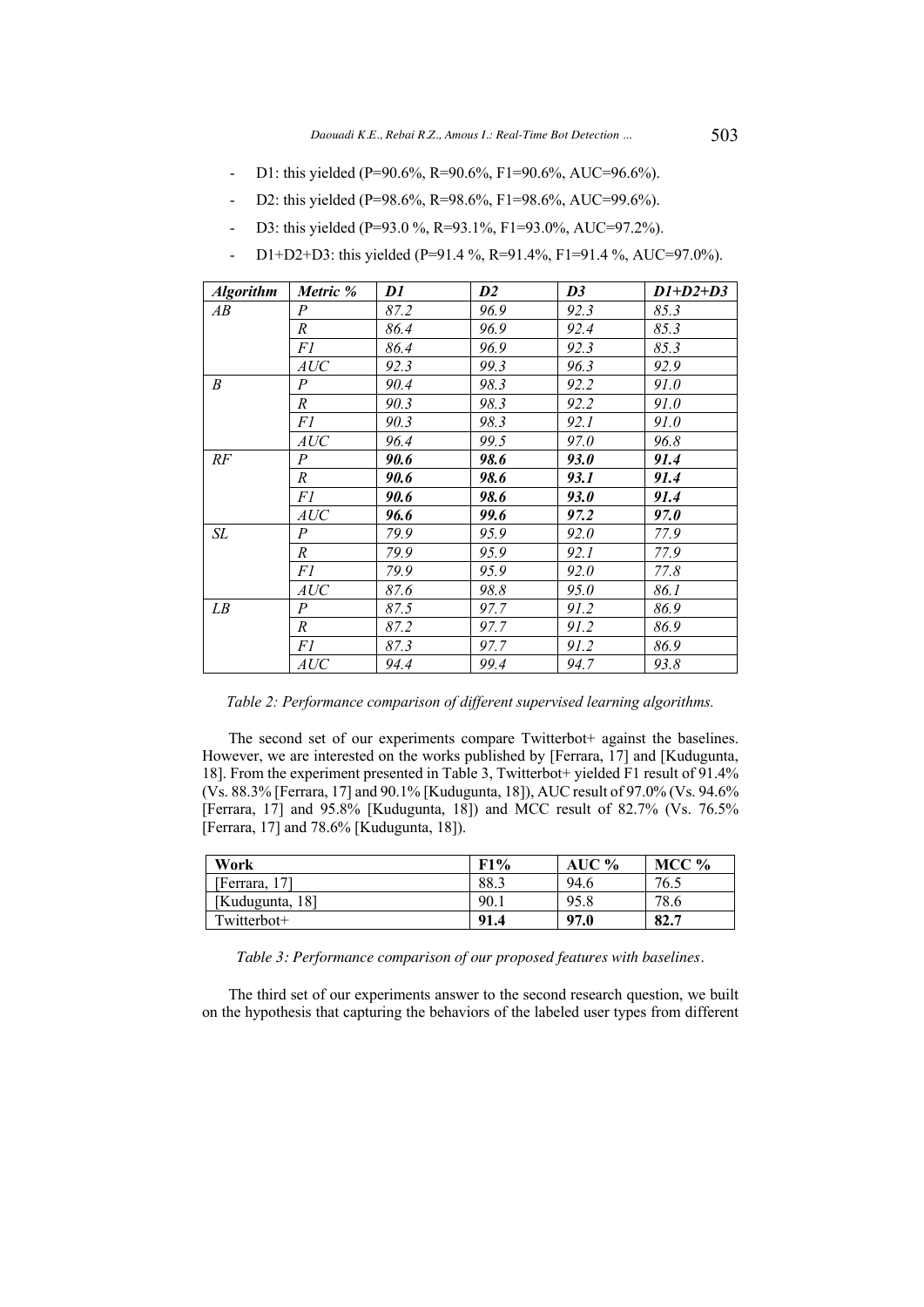- D1: this yielded (P=90.6%, R=90.6%, F1=90.6%, AUC=96.6%).
- D2: this yielded (P=98.6%, R=98.6%, F1=98.6%, AUC=99.6%).
- D3: this yielded (P=93.0 %, R=93.1%, F1=93.0%, AUC=97.2%).
- D1+D2+D3: this yielded (P=91.4 %, R=91.4%, F1=91.4 %, AUC=97.0%).

| *Algorithm* | *Metric %* | *D1* | *D2* | *D3* | *D1+D2+D3* |
|---|---|---|---|---|---|
| *AB* | *P* | *87.2* | *96.9* | *92.3* | *85.3* |
| | *R* | *86.4* | *96.9* | *92.4* | *85.3* |
| | *F1* | *86.4* | *96.9* | *92.3* | *85.3* |
| | *AUC* | *92.3* | *99.3* | *96.3* | *92.9* |
| *B* | *P* | *90.4* | *98.3* | *92.2* | *91.0* |
| | *R* | *90.3* | *98.3* | *92.2* | *91.0* |
| | *F1* | *90.3* | *98.3* | *92.1* | *91.0* |
| | *AUC* | *96.4* | *99.5* | *97.0* | *96.8* |
| *RF* | *P* | ***90.6*** | ***98.6*** | ***93.0*** | ***91.4*** |
| | *R* | ***90.6*** | ***98.6*** | ***93.1*** | ***91.4*** |
| | *F1* | ***90.6*** | ***98.6*** | ***93.0*** | ***91.4*** |
| | *AUC* | ***96.6*** | ***99.6*** | ***97.2*** | ***97.0*** |
| *SL* | *P* | *79.9* | *95.9* | *92.0* | *77.9* |
| | *R* | *79.9* | *95.9* | *92.1* | *77.9* |
| | *F1* | *79.9* | *95.9* | *92.0* | *77.8* |
| | *AUC* | *87.6* | *98.8* | *95.0* | *86.1* |
| *LB* | *P* | *87.5* | *97.7* | *91.2* | *86.9* |
| | *R* | *87.2* | *97.7* | *91.2* | *86.9* |
| | *F1* | *87.3* | *97.7* | *91.2* | *86.9* |
| | *AUC* | *94.4* | *99.4* | *94.7* | *93.8* |

*Table 2: Performance comparison of different supervised learning algorithms.*

The second set of our experiments compare Twitterbot+ against the baselines. However, we are interested on the works published by [Ferrara, 17] and [Kudugunta, 18]. From the experiment presented in Table 3, Twitterbot+ yielded F1 result of 91.4% (Vs. 88.3% [Ferrara, 17] and 90.1% [Kudugunta, 18]), AUC result of 97.0% (Vs. 94.6% [Ferrara, 17] and 95.8% [Kudugunta, 18]) and MCC result of 82.7% (Vs. 76.5% [Ferrara, 17] and 78.6% [Kudugunta, 18]).

| **Work** | **F1%** | **AUC %** | **MCC %** |
|---|---|---|---|
| [Ferrara, 17] | 88.3 | 94.6 | 76.5 |
| [Kudugunta, 18] | 90.1 | 95.8 | 78.6 |
| Twitterbot+ | **91.4** | **97.0** | **82.7** |

*Table 3: Performance comparison of our proposed features with baselines.*

The third set of our experiments answer to the second research question, we built on the hypothesis that capturing the behaviors of the labeled user types from different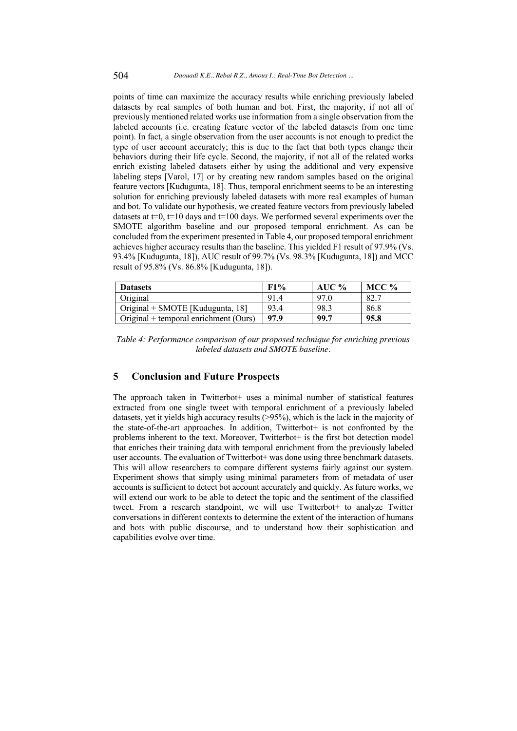points of time can maximize the accuracy results while enriching previously labeled datasets by real samples of both human and bot. First, the majority, if not all of previously mentioned related works use information from a single observation from the labeled accounts (i.e. creating feature vector of the labeled datasets from one time point). In fact, a single observation from the user accounts is not enough to predict the type of user account accurately; this is due to the fact that both types change their behaviors during their life cycle. Second, the majority, if not all of the related works enrich existing labeled datasets either by using the additional and very expensive labeling steps [Varol, 17] or by creating new random samples based on the original feature vectors [Kudugunta, 18]. Thus, temporal enrichment seems to be an interesting solution for enriching previously labeled datasets with more real examples of human and bot. To validate our hypothesis, we created feature vectors from previously labeled datasets at t=0, t=10 days and t=100 days. We performed several experiments over the SMOTE algorithm baseline and our proposed temporal enrichment. As can be concluded from the experiment presented in Table 4, our proposed temporal enrichment achieves higher accuracy results than the baseline. This yielded F1 result of 97.9% (Vs. 93.4% [Kudugunta, 18]), AUC result of 99.7% (Vs. 98.3% [Kudugunta, 18]) and MCC result of 95.8% (Vs. 86.8% [Kudugunta, 18]).

| **Datasets** | **F1%** | **AUC %** | **MCC %** |
|---|---|---|---|
| Original | 91.4 | 97.0 | 82.7 |
| Original + SMOTE [Kudugunta, 18] | 93.4 | 98.3 | 86.8 |
| Original + temporal enrichment (Ours) | **97.9** | **99.7** | **95.8** |

*Table 4: Performance comparison of our proposed technique for enriching previous labeled datasets and SMOTE baseline.*

## 5 Conclusion and Future Prospects

The approach taken in Twitterbot+ uses a minimal number of statistical features extracted from one single tweet with temporal enrichment of a previously labeled datasets, yet it yields high accuracy results (>95%), which is the lack in the majority of the state-of-the-art approaches. In addition, Twitterbot+ is not confronted by the problems inherent to the text. Moreover, Twitterbot+ is the first bot detection model that enriches their training data with temporal enrichment from the previously labeled user accounts. The evaluation of Twitterbot+ was done using three benchmark datasets. This will allow researchers to compare different systems fairly against our system. Experiment shows that simply using minimal parameters from of metadata of user accounts is sufficient to detect bot account accurately and quickly. As future works, we will extend our work to be able to detect the topic and the sentiment of the classified tweet. From a research standpoint, we will use Twitterbot+ to analyze Twitter conversations in different contexts to determine the extent of the interaction of humans and bots with public discourse, and to understand how their sophistication and capabilities evolve over time.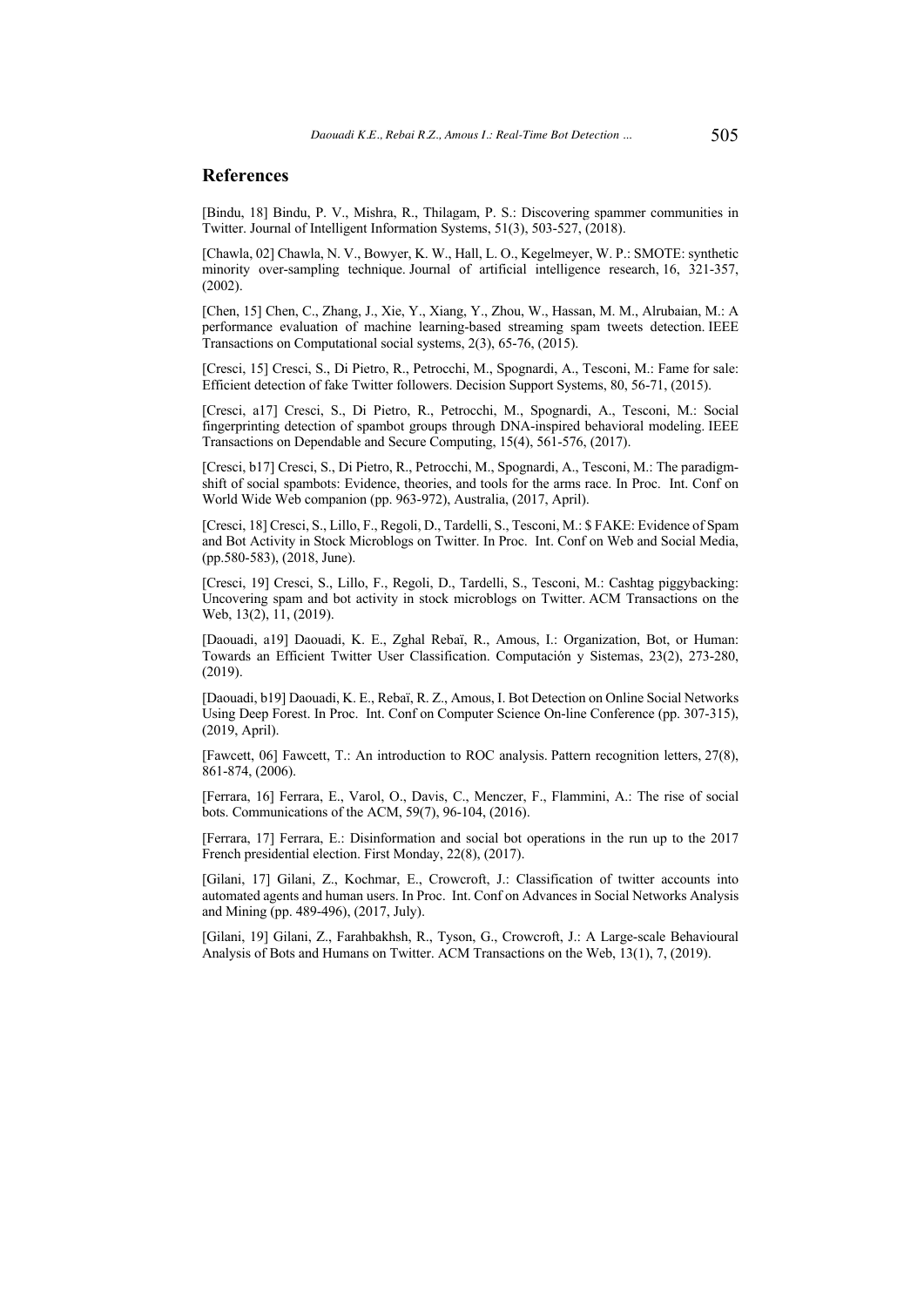## References

[Bindu, 18] Bindu, P. V., Mishra, R., Thilagam, P. S.: Discovering spammer communities in Twitter. Journal of Intelligent Information Systems, 51(3), 503-527, (2018).

[Chawla, 02] Chawla, N. V., Bowyer, K. W., Hall, L. O., Kegelmeyer, W. P.: SMOTE: synthetic minority over-sampling technique. Journal of artificial intelligence research, 16, 321-357, (2002).

[Chen, 15] Chen, C., Zhang, J., Xie, Y., Xiang, Y., Zhou, W., Hassan, M. M., Alrubaian, M.: A performance evaluation of machine learning-based streaming spam tweets detection. IEEE Transactions on Computational social systems, 2(3), 65-76, (2015).

[Cresci, 15] Cresci, S., Di Pietro, R., Petrocchi, M., Spognardi, A., Tesconi, M.: Fame for sale: Efficient detection of fake Twitter followers. Decision Support Systems, 80, 56-71, (2015).

[Cresci, a17] Cresci, S., Di Pietro, R., Petrocchi, M., Spognardi, A., Tesconi, M.: Social fingerprinting detection of spambot groups through DNA-inspired behavioral modeling. IEEE Transactions on Dependable and Secure Computing, 15(4), 561-576, (2017).

[Cresci, b17] Cresci, S., Di Pietro, R., Petrocchi, M., Spognardi, A., Tesconi, M.: The paradigm-shift of social spambots: Evidence, theories, and tools for the arms race. In Proc. Int. Conf on World Wide Web companion (pp. 963-972), Australia, (2017, April).

[Cresci, 18] Cresci, S., Lillo, F., Regoli, D., Tardelli, S., Tesconi, M.: $ FAKE: Evidence of Spam and Bot Activity in Stock Microblogs on Twitter. In Proc. Int. Conf on Web and Social Media, (pp.580-583), (2018, June).

[Cresci, 19] Cresci, S., Lillo, F., Regoli, D., Tardelli, S., Tesconi, M.: Cashtag piggybacking: Uncovering spam and bot activity in stock microblogs on Twitter. ACM Transactions on the Web, 13(2), 11, (2019).

[Daouadi, a19] Daouadi, K. E., Zghal Rebaï, R., Amous, I.: Organization, Bot, or Human: Towards an Efficient Twitter User Classification. Computación y Sistemas, 23(2), 273-280, (2019).

[Daouadi, b19] Daouadi, K. E., Rebaï, R. Z., Amous, I. Bot Detection on Online Social Networks Using Deep Forest. In Proc. Int. Conf on Computer Science On-line Conference (pp. 307-315), (2019, April).

[Fawcett, 06] Fawcett, T.: An introduction to ROC analysis. Pattern recognition letters, 27(8), 861-874, (2006).

[Ferrara, 16] Ferrara, E., Varol, O., Davis, C., Menczer, F., Flammini, A.: The rise of social bots. Communications of the ACM, 59(7), 96-104, (2016).

[Ferrara, 17] Ferrara, E.: Disinformation and social bot operations in the run up to the 2017 French presidential election. First Monday, 22(8), (2017).

[Gilani, 17] Gilani, Z., Kochmar, E., Crowcroft, J.: Classification of twitter accounts into automated agents and human users. In Proc. Int. Conf on Advances in Social Networks Analysis and Mining (pp. 489-496), (2017, July).

[Gilani, 19] Gilani, Z., Farahbakhsh, R., Tyson, G., Crowcroft, J.: A Large-scale Behavioural Analysis of Bots and Humans on Twitter. ACM Transactions on the Web, 13(1), 7, (2019).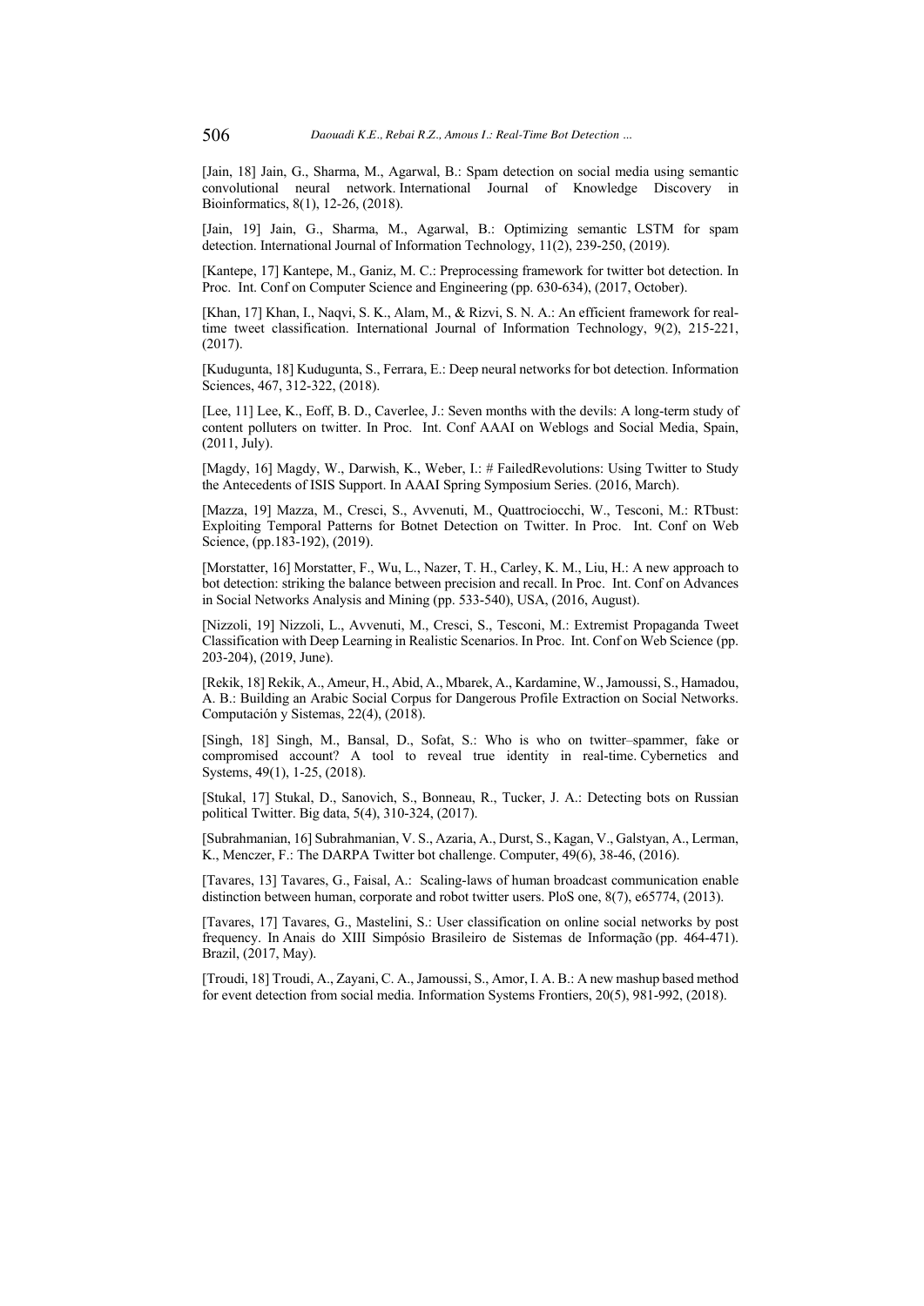[Jain, 18] Jain, G., Sharma, M., Agarwal, B.: Spam detection on social media using semantic convolutional neural network. International Journal of Knowledge Discovery in Bioinformatics, 8(1), 12-26, (2018).

[Jain, 19] Jain, G., Sharma, M., Agarwal, B.: Optimizing semantic LSTM for spam detection. International Journal of Information Technology, 11(2), 239-250, (2019).

[Kantepe, 17] Kantepe, M., Ganiz, M. C.: Preprocessing framework for twitter bot detection. In Proc. Int. Conf on Computer Science and Engineering (pp. 630-634), (2017, October).

[Khan, 17] Khan, I., Naqvi, S. K., Alam, M., & Rizvi, S. N. A.: An efficient framework for real-time tweet classification. International Journal of Information Technology, 9(2), 215-221, (2017).

[Kudugunta, 18] Kudugunta, S., Ferrara, E.: Deep neural networks for bot detection. Information Sciences, 467, 312-322, (2018).

[Lee, 11] Lee, K., Eoff, B. D., Caverlee, J.: Seven months with the devils: A long-term study of content polluters on twitter. In Proc. Int. Conf AAAI on Weblogs and Social Media, Spain, (2011, July).

[Magdy, 16] Magdy, W., Darwish, K., Weber, I.: # FailedRevolutions: Using Twitter to Study the Antecedents of ISIS Support. In AAAI Spring Symposium Series. (2016, March).

[Mazza, 19] Mazza, M., Cresci, S., Avvenuti, M., Quattrociocchi, W., Tesconi, M.: RTbust: Exploiting Temporal Patterns for Botnet Detection on Twitter. In Proc. Int. Conf on Web Science, (pp.183-192), (2019).

[Morstatter, 16] Morstatter, F., Wu, L., Nazer, T. H., Carley, K. M., Liu, H.: A new approach to bot detection: striking the balance between precision and recall. In Proc. Int. Conf on Advances in Social Networks Analysis and Mining (pp. 533-540), USA, (2016, August).

[Nizzoli, 19] Nizzoli, L., Avvenuti, M., Cresci, S., Tesconi, M.: Extremist Propaganda Tweet Classification with Deep Learning in Realistic Scenarios. In Proc. Int. Conf on Web Science (pp. 203-204), (2019, June).

[Rekik, 18] Rekik, A., Ameur, H., Abid, A., Mbarek, A., Kardamine, W., Jamoussi, S., Hamadou, A. B.: Building an Arabic Social Corpus for Dangerous Profile Extraction on Social Networks. Computación y Sistemas, 22(4), (2018).

[Singh, 18] Singh, M., Bansal, D., Sofat, S.: Who is who on twitter–spammer, fake or compromised account? A tool to reveal true identity in real-time. Cybernetics and Systems, 49(1), 1-25, (2018).

[Stukal, 17] Stukal, D., Sanovich, S., Bonneau, R., Tucker, J. A.: Detecting bots on Russian political Twitter. Big data, 5(4), 310-324, (2017).

[Subrahmanian, 16] Subrahmanian, V. S., Azaria, A., Durst, S., Kagan, V., Galstyan, A., Lerman, K., Menczer, F.: The DARPA Twitter bot challenge. Computer, 49(6), 38-46, (2016).

[Tavares, 13] Tavares, G., Faisal, A.: Scaling-laws of human broadcast communication enable distinction between human, corporate and robot twitter users. PloS one, 8(7), e65774, (2013).

[Tavares, 17] Tavares, G., Mastelini, S.: User classification on online social networks by post frequency. In Anais do XIII Simpósio Brasileiro de Sistemas de Informação (pp. 464-471). Brazil, (2017, May).

[Troudi, 18] Troudi, A., Zayani, C. A., Jamoussi, S., Amor, I. A. B.: A new mashup based method for event detection from social media. Information Systems Frontiers, 20(5), 981-992, (2018).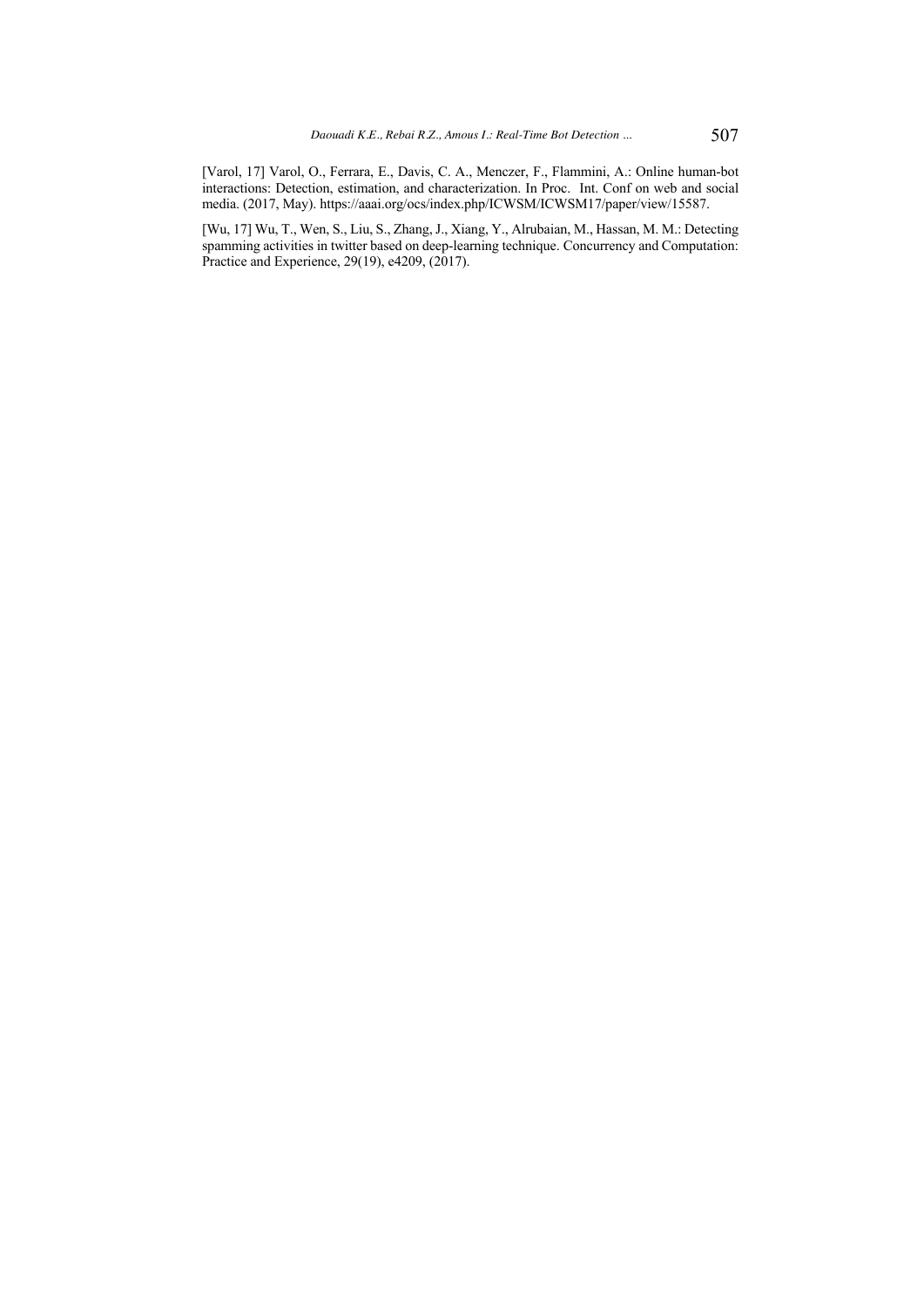[Varol, 17] Varol, O., Ferrara, E., Davis, C. A., Menczer, F., Flammini, A.: Online human-bot interactions: Detection, estimation, and characterization. In Proc. Int. Conf on web and social media. (2017, May). https://aaai.org/ocs/index.php/ICWSM/ICWSM17/paper/view/15587.

[Wu, 17] Wu, T., Wen, S., Liu, S., Zhang, J., Xiang, Y., Alrubaian, M., Hassan, M. M.: Detecting spamming activities in twitter based on deep-learning technique. Concurrency and Computation: Practice and Experience, 29(19), e4209, (2017).